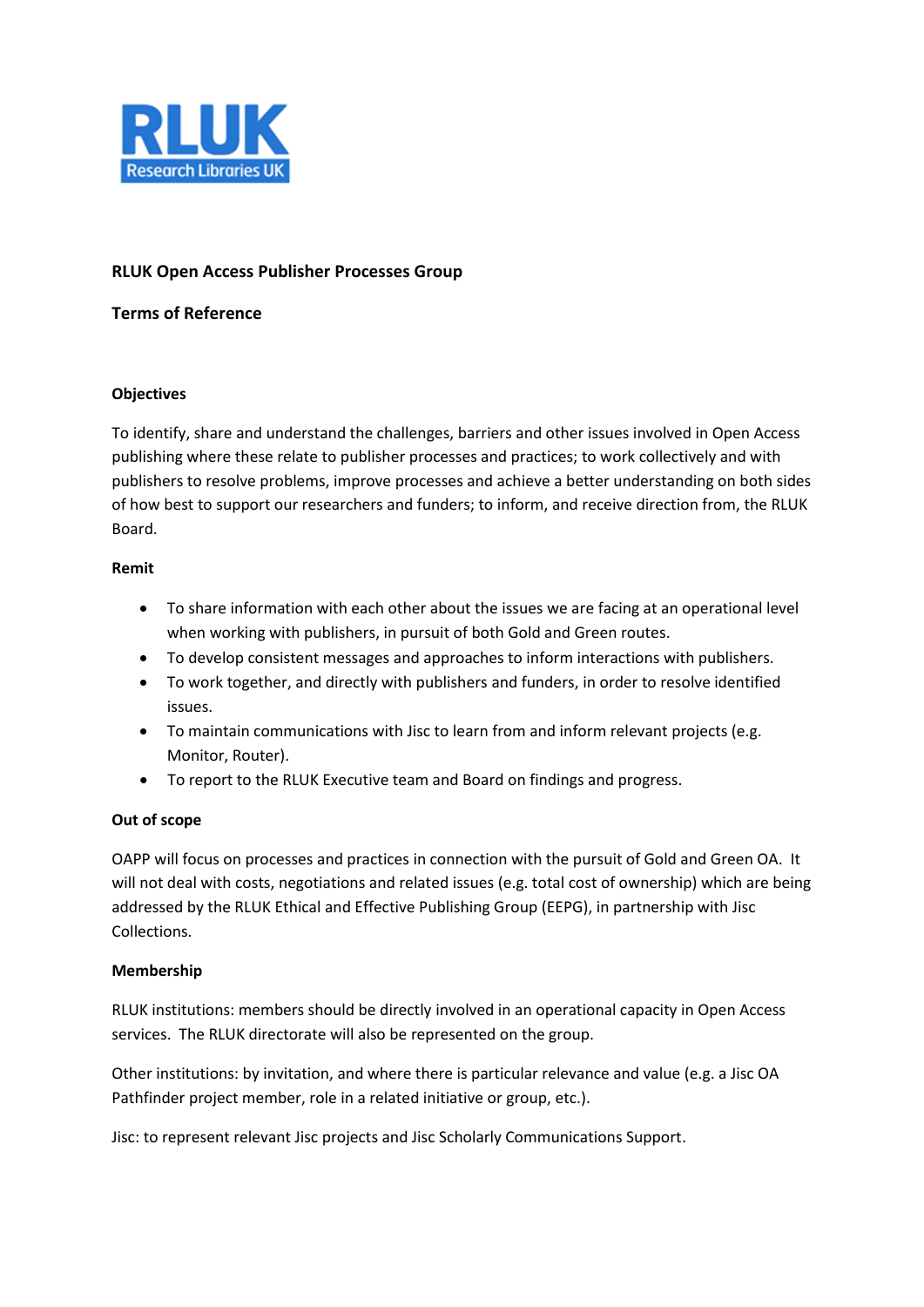# RLUK Open Access Publisher Processes Group

## Terms of Reference

### Objectives

To identify, share and understand the challenges, barriers and other issues involved in Open Access publishing where these relate to publisher processes and practices; to work collectively and with publishers to resolve problems, improve processes and achieve a better understanding on both sides of how best to support our researchers and funders; to inform, and receive direction from, the RLUK Board.

### Remit

- To share information with each other about the issues we are facing at an operational level when working with publishers, in pursuit of both Gold and Green routes.
- To develop consistent messages and approaches to inform interactions with publishers.
- To work together, and directly with publishers and funders, in order to resolve identified issues.
- To maintain communications with Jisc to learn from and inform relevant projects (e.g. Monitor, Router).
- To report to the RLUK Executive team and Board on findings and progress.

### Out of scope

OAPP will focus on processes and practices in connection with the pursuit of Gold and Green OA. It will not deal with costs, negotiations and related issues (e.g. total cost of ownership) which are being addressed by the RLUK Ethical and Effective Publishing Group (EEPG), in partnership with Jisc Collections.

### Membership

RLUK institutions: members should be directly involved in an operational capacity in Open Access services. The RLUK directorate will also be represented on the group.

Other institutions: by invitation, and where there is particular relevance and value (e.g. a Jisc OA Pathfinder project member, role in a related initiative or group, etc.).

Jisc: to represent relevant Jisc projects and Jisc Scholarly Communications Support.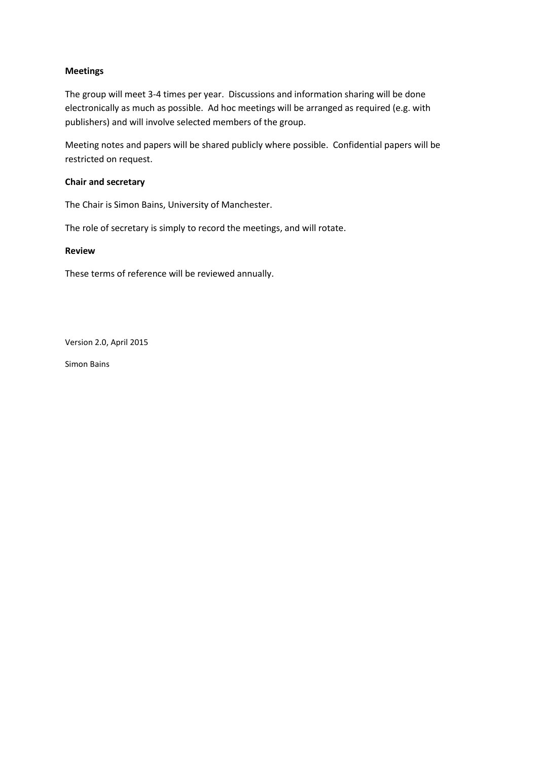**Meetings**

The group will meet 3-4 times per year. Discussions and information sharing will be done electronically as much as possible. Ad hoc meetings will be arranged as required (e.g. with publishers) and will involve selected members of the group.

Meeting notes and papers will be shared publicly where possible. Confidential papers will be restricted on request.

**Chair and secretary**

The Chair is Simon Bains, University of Manchester.

The role of secretary is simply to record the meetings, and will rotate.

**Review**

These terms of reference will be reviewed annually.

Version 2.0, April 2015

Simon Bains